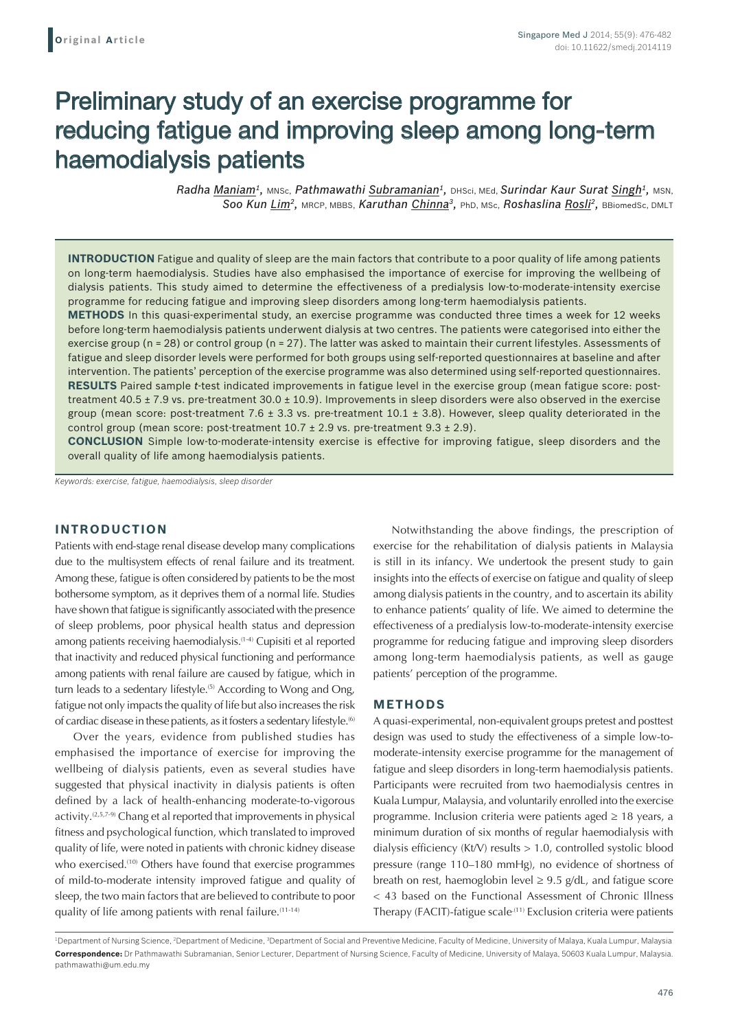Original Article

# Preliminary study of an exercise programme for reducing fatigue and improving sleep among long-term haemodialysis patients

*Radha Maniam*[1], MNSc, *Pathmawathi Subramanian*[1], DHSci, MEd, *Surindar Kaur Surat Singh*[1], MSN, *Soo Kun Lim*[2], MRCP, MBBS, *Karuthan Chinna*[3], PhD, MSc, *Roshaslina Rosli*[2], BBiomedSc, DMLT

**INTRODUCTION** Fatigue and quality of sleep are the main factors that contribute to a poor quality of life among patients on long-term haemodialysis. Studies have also emphasised the importance of exercise for improving the wellbeing of dialysis patients. This study aimed to determine the effectiveness of a predialysis low-to-moderate-intensity exercise programme for reducing fatigue and improving sleep disorders among long-term haemodialysis patients.

**METHODS** In this quasi-experimental study, an exercise programme was conducted three times a week for 12 weeks before long-term haemodialysis patients underwent dialysis at two centres. The patients were categorised into either the exercise group (n = 28) or control group (n = 27). The latter was asked to maintain their current lifestyles. Assessments of fatigue and sleep disorder levels were performed for both groups using self-reported questionnaires at baseline and after intervention. The patients' perception of the exercise programme was also determined using self-reported questionnaires.

**RESULTS** Paired sample *t*-test indicated improvements in fatigue level in the exercise group (mean fatigue score: post-treatment 40.5 ± 7.9 vs. pre-treatment 30.0 ± 10.9). Improvements in sleep disorders were also observed in the exercise group (mean score: post-treatment 7.6 ± 3.3 vs. pre-treatment 10.1 ± 3.8). However, sleep quality deteriorated in the control group (mean score: post-treatment 10.7 ± 2.9 vs. pre-treatment 9.3 ± 2.9).

**CONCLUSION** Simple low-to-moderate-intensity exercise is effective for improving fatigue, sleep disorders and the overall quality of life among haemodialysis patients.

*Keywords: exercise, fatigue, haemodialysis, sleep disorder*

## INTRODUCTION

Patients with end-stage renal disease develop many complications due to the multisystem effects of renal failure and its treatment. Among these, fatigue is often considered by patients to be the most bothersome symptom, as it deprives them of a normal life. Studies have shown that fatigue is significantly associated with the presence of sleep problems, poor physical health status and depression among patients receiving haemodialysis.[1-4] Cupisiti et al reported that inactivity and reduced physical functioning and performance among patients with renal failure are caused by fatigue, which in turn leads to a sedentary lifestyle.[5] According to Wong and Ong, fatigue not only impacts the quality of life but also increases the risk of cardiac disease in these patients, as it fosters a sedentary lifestyle.[6]

Over the years, evidence from published studies has emphasised the importance of exercise for improving the wellbeing of dialysis patients, even as several studies have suggested that physical inactivity in dialysis patients is often defined by a lack of health-enhancing moderate-to-vigorous activity.[2,5,7-9] Chang et al reported that improvements in physical fitness and psychological function, which translated to improved quality of life, were noted in patients with chronic kidney disease who exercised.[10] Others have found that exercise programmes of mild-to-moderate intensity improved fatigue and quality of sleep, the two main factors that are believed to contribute to poor quality of life among patients with renal failure.[11-14]

Notwithstanding the above findings, the prescription of exercise for the rehabilitation of dialysis patients in Malaysia is still in its infancy. We undertook the present study to gain insights into the effects of exercise on fatigue and quality of sleep among dialysis patients in the country, and to ascertain its ability to enhance patients' quality of life. We aimed to determine the effectiveness of a predialysis low-to-moderate-intensity exercise programme for reducing fatigue and improving sleep disorders among long-term haemodialysis patients, as well as gauge patients' perception of the programme.

## METHODS

A quasi-experimental, non-equivalent groups pretest and posttest design was used to study the effectiveness of a simple low-to-moderate-intensity exercise programme for the management of fatigue and sleep disorders in long-term haemodialysis patients. Participants were recruited from two haemodialysis centres in Kuala Lumpur, Malaysia, and voluntarily enrolled into the exercise programme. Inclusion criteria were patients aged ≥ 18 years, a minimum duration of six months of regular haemodialysis with dialysis efficiency (Kt/V) results > 1.0, controlled systolic blood pressure (range 110–180 mmHg), no evidence of shortness of breath on rest, haemoglobin level ≥ 9.5 g/dL, and fatigue score < 43 based on the Functional Assessment of Chronic Illness Therapy (FACIT)-fatigue scale.[11] Exclusion criteria were patients

[1]Department of Nursing Science, [2]Department of Medicine, [3]Department of Social and Preventive Medicine, Faculty of Medicine, University of Malaya, Kuala Lumpur, Malaysia

**Correspondence:** Dr Pathmawathi Subramanian, Senior Lecturer, Department of Nursing Science, Faculty of Medicine, University of Malaya, 50603 Kuala Lumpur, Malaysia. pathmawathi@um.edu.my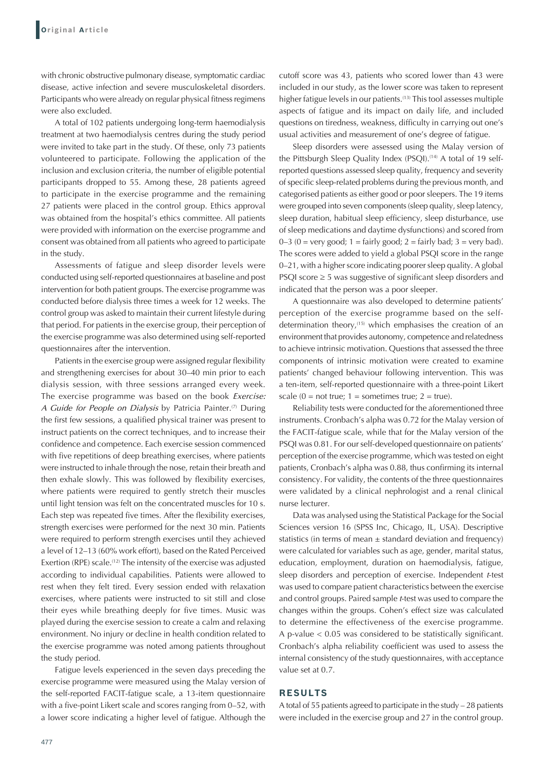with chronic obstructive pulmonary disease, symptomatic cardiac disease, active infection and severe musculoskeletal disorders. Participants who were already on regular physical fitness regimens were also excluded.

A total of 102 patients undergoing long-term haemodialysis treatment at two haemodialysis centres during the study period were invited to take part in the study. Of these, only 73 patients volunteered to participate. Following the application of the inclusion and exclusion criteria, the number of eligible potential participants dropped to 55. Among these, 28 patients agreed to participate in the exercise programme and the remaining 27 patients were placed in the control group. Ethics approval was obtained from the hospital's ethics committee. All patients were provided with information on the exercise programme and consent was obtained from all patients who agreed to participate in the study.

Assessments of fatigue and sleep disorder levels were conducted using self-reported questionnaires at baseline and post intervention for both patient groups. The exercise programme was conducted before dialysis three times a week for 12 weeks. The control group was asked to maintain their current lifestyle during that period. For patients in the exercise group, their perception of the exercise programme was also determined using self-reported questionnaires after the intervention.

Patients in the exercise group were assigned regular flexibility and strengthening exercises for about 30–40 min prior to each dialysis session, with three sessions arranged every week. The exercise programme was based on the book *Exercise: A Guide for People on Dialysis* by Patricia Painter.[7] During the first few sessions, a qualified physical trainer was present to instruct patients on the correct techniques, and to increase their confidence and competence. Each exercise session commenced with five repetitions of deep breathing exercises, where patients were instructed to inhale through the nose, retain their breath and then exhale slowly. This was followed by flexibility exercises, where patients were required to gently stretch their muscles until light tension was felt on the concentrated muscles for 10 s. Each step was repeated five times. After the flexibility exercises, strength exercises were performed for the next 30 min. Patients were required to perform strength exercises until they achieved a level of 12–13 (60% work effort), based on the Rated Perceived Exertion (RPE) scale.[12] The intensity of the exercise was adjusted according to individual capabilities. Patients were allowed to rest when they felt tired. Every session ended with relaxation exercises, where patients were instructed to sit still and close their eyes while breathing deeply for five times. Music was played during the exercise session to create a calm and relaxing environment. No injury or decline in health condition related to the exercise programme was noted among patients throughout the study period.

Fatigue levels experienced in the seven days preceding the exercise programme were measured using the Malay version of the self-reported FACIT-fatigue scale, a 13-item questionnaire with a five-point Likert scale and scores ranging from 0–52, with a lower score indicating a higher level of fatigue. Although the cutoff score was 43, patients who scored lower than 43 were included in our study, as the lower score was taken to represent higher fatigue levels in our patients.[13] This tool assesses multiple aspects of fatigue and its impact on daily life, and included questions on tiredness, weakness, difficulty in carrying out one's usual activities and measurement of one's degree of fatigue.

Sleep disorders were assessed using the Malay version of the Pittsburgh Sleep Quality Index (PSQI).[14] A total of 19 self-reported questions assessed sleep quality, frequency and severity of specific sleep-related problems during the previous month, and categorised patients as either good or poor sleepers. The 19 items were grouped into seven components (sleep quality, sleep latency, sleep duration, habitual sleep efficiency, sleep disturbance, use of sleep medications and daytime dysfunctions) and scored from 0–3 (0 = very good; 1 = fairly good; 2 = fairly bad; 3 = very bad). The scores were added to yield a global PSQI score in the range 0–21, with a higher score indicating poorer sleep quality. A global PSQI score $\geq 5$ was suggestive of significant sleep disorders and indicated that the person was a poor sleeper.

A questionnaire was also developed to determine patients' perception of the exercise programme based on the self-determination theory,[15] which emphasises the creation of an environment that provides autonomy, competence and relatedness to achieve intrinsic motivation. Questions that assessed the three components of intrinsic motivation were created to examine patients' changed behaviour following intervention. This was a ten-item, self-reported questionnaire with a three-point Likert scale (0 = not true; 1 = sometimes true; 2 = true).

Reliability tests were conducted for the aforementioned three instruments. Cronbach's alpha was 0.72 for the Malay version of the FACIT-fatigue scale, while that for the Malay version of the PSQI was 0.81. For our self-developed questionnaire on patients' perception of the exercise programme, which was tested on eight patients, Cronbach's alpha was 0.88, thus confirming its internal consistency. For validity, the contents of the three questionnaires were validated by a clinical nephrologist and a renal clinical nurse lecturer.

Data was analysed using the Statistical Package for the Social Sciences version 16 (SPSS Inc, Chicago, IL, USA). Descriptive statistics (in terms of mean ± standard deviation and frequency) were calculated for variables such as age, gender, marital status, education, employment, duration on haemodialysis, fatigue, sleep disorders and perception of exercise. Independent *t*-test was used to compare patient characteristics between the exercise and control groups. Paired sample *t*-test was used to compare the changes within the groups. Cohen's effect size was calculated to determine the effectiveness of the exercise programme. A p-value $< 0.05$ was considered to be statistically significant. Cronbach's alpha reliability coefficient was used to assess the internal consistency of the study questionnaires, with acceptance value set at 0.7.

## RESULTS

A total of 55 patients agreed to participate in the study – 28 patients were included in the exercise group and 27 in the control group.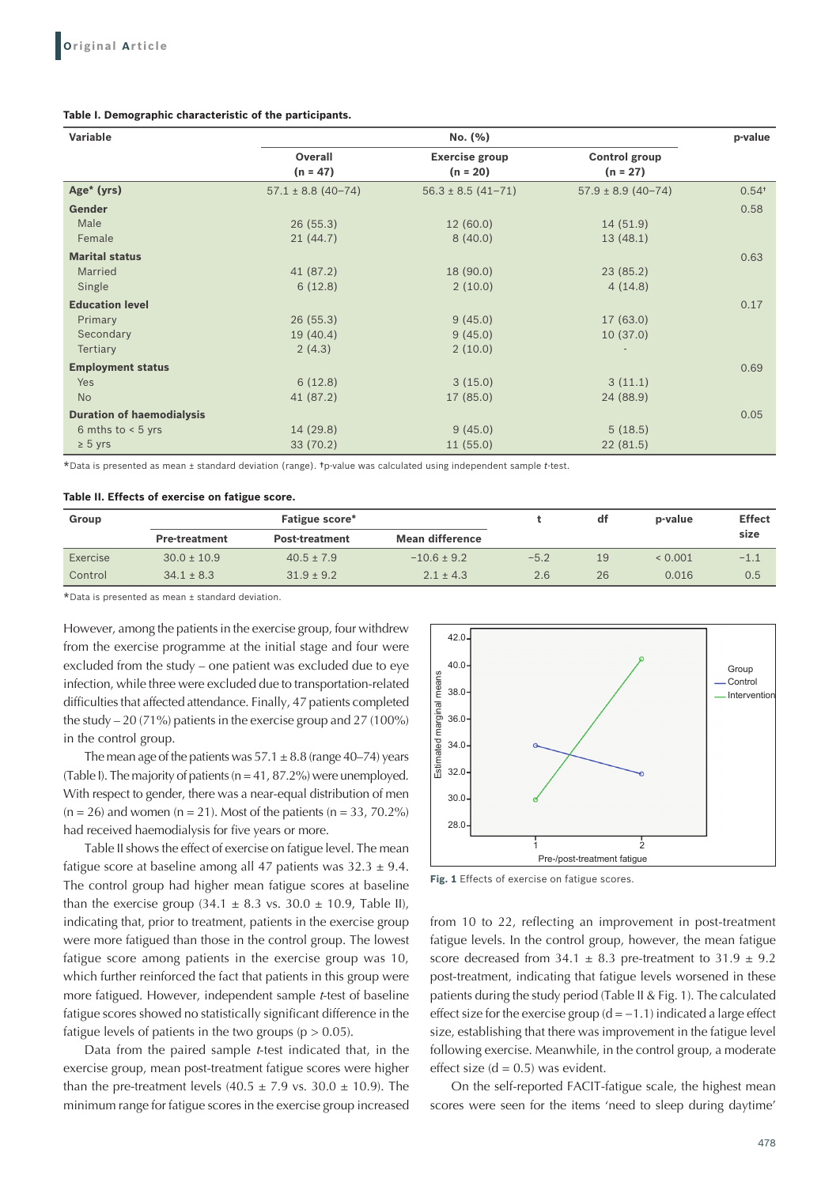**Table I. Demographic characteristic of the participants.**

| Variable | No. (%) | | | p-value |
|---|---|---|---|---|
| | Overall (n = 47) | Exercise group (n = 20) | Control group (n = 27) | |
| **Age* (yrs)** | 57.1 ± 8.8 (40–74) | 56.3 ± 8.5 (41–71) | 57.9 ± 8.9 (40–74) | 0.54† |
| **Gender** | | | | 0.58 |
| Male | 26 (55.3) | 12 (60.0) | 14 (51.9) | |
| Female | 21 (44.7) | 8 (40.0) | 13 (48.1) | |
| **Marital status** | | | | 0.63 |
| Married | 41 (87.2) | 18 (90.0) | 23 (85.2) | |
| Single | 6 (12.8) | 2 (10.0) | 4 (14.8) | |
| **Education level** | | | | 0.17 |
| Primary | 26 (55.3) | 9 (45.0) | 17 (63.0) | |
| Secondary | 19 (40.4) | 9 (45.0) | 10 (37.0) | |
| Tertiary | 2 (4.3) | 2 (10.0) | - | |
| **Employment status** | | | | 0.69 |
| Yes | 6 (12.8) | 3 (15.0) | 3 (11.1) | |
| No | 41 (87.2) | 17 (85.0) | 24 (88.9) | |
| **Duration of haemodialysis** | | | | 0.05 |
| 6 mths to < 5 yrs | 14 (29.8) | 9 (45.0) | 5 (18.5) | |
| ≥ 5 yrs | 33 (70.2) | 11 (55.0) | 22 (81.5) | |

*Data is presented as mean ± standard deviation (range). †p-value was calculated using independent sample *t*-test.

**Table II. Effects of exercise on fatigue score.**

| Group | Fatigue score* | | | t | df | p-value | Effect size |
|---|---|---|---|---|---|---|---|
| | Pre-treatment | Post-treatment | Mean difference | | | | |
| Exercise | 30.0 ± 10.9 | 40.5 ± 7.9 | −10.6 ± 9.2 | −5.2 | 19 | < 0.001 | −1.1 |
| Control | 34.1 ± 8.3 | 31.9 ± 9.2 | 2.1 ± 4.3 | 2.6 | 26 | 0.016 | 0.5 |

*Data is presented as mean ± standard deviation.

However, among the patients in the exercise group, four withdrew from the exercise programme at the initial stage and four were excluded from the study – one patient was excluded due to eye infection, while three were excluded due to transportation-related difficulties that affected attendance. Finally, 47 patients completed the study – 20 (71%) patients in the exercise group and 27 (100%) in the control group.

The mean age of the patients was 57.1 ± 8.8 (range 40–74) years (Table I). The majority of patients (n = 41, 87.2%) were unemployed. With respect to gender, there was a near-equal distribution of men (n = 26) and women (n = 21). Most of the patients (n = 33, 70.2%) had received haemodialysis for five years or more.

Table II shows the effect of exercise on fatigue level. The mean fatigue score at baseline among all 47 patients was 32.3 ± 9.4. The control group had higher mean fatigue scores at baseline than the exercise group (34.1 ± 8.3 vs. 30.0 ± 10.9, Table II), indicating that, prior to treatment, patients in the exercise group were more fatigued than those in the control group. The lowest fatigue score among patients in the exercise group was 10, which further reinforced the fact that patients in this group were more fatigued. However, independent sample *t*-test of baseline fatigue scores showed no statistically significant difference in the fatigue levels of patients in the two groups ($p > 0.05$).

Data from the paired sample *t*-test indicated that, in the exercise group, mean post-treatment fatigue scores were higher than the pre-treatment levels (40.5 ± 7.9 vs. 30.0 ± 10.9). The minimum range for fatigue scores in the exercise group increased from 10 to 22, reflecting an improvement in post-treatment fatigue levels. In the control group, however, the mean fatigue score decreased from 34.1 ± 8.3 pre-treatment to 31.9 ± 9.2 post-treatment, indicating that fatigue levels worsened in these patients during the study period (Table II & Fig. 1). The calculated effect size for the exercise group ($d = -1.1$) indicated a large effect size, establishing that there was improvement in the fatigue level following exercise. Meanwhile, in the control group, a moderate effect size ($d = 0.5$) was evident.

**Fig. 1** Effects of exercise on fatigue scores.

On the self-reported FACIT-fatigue scale, the highest mean scores were seen for the items 'need to sleep during daytime'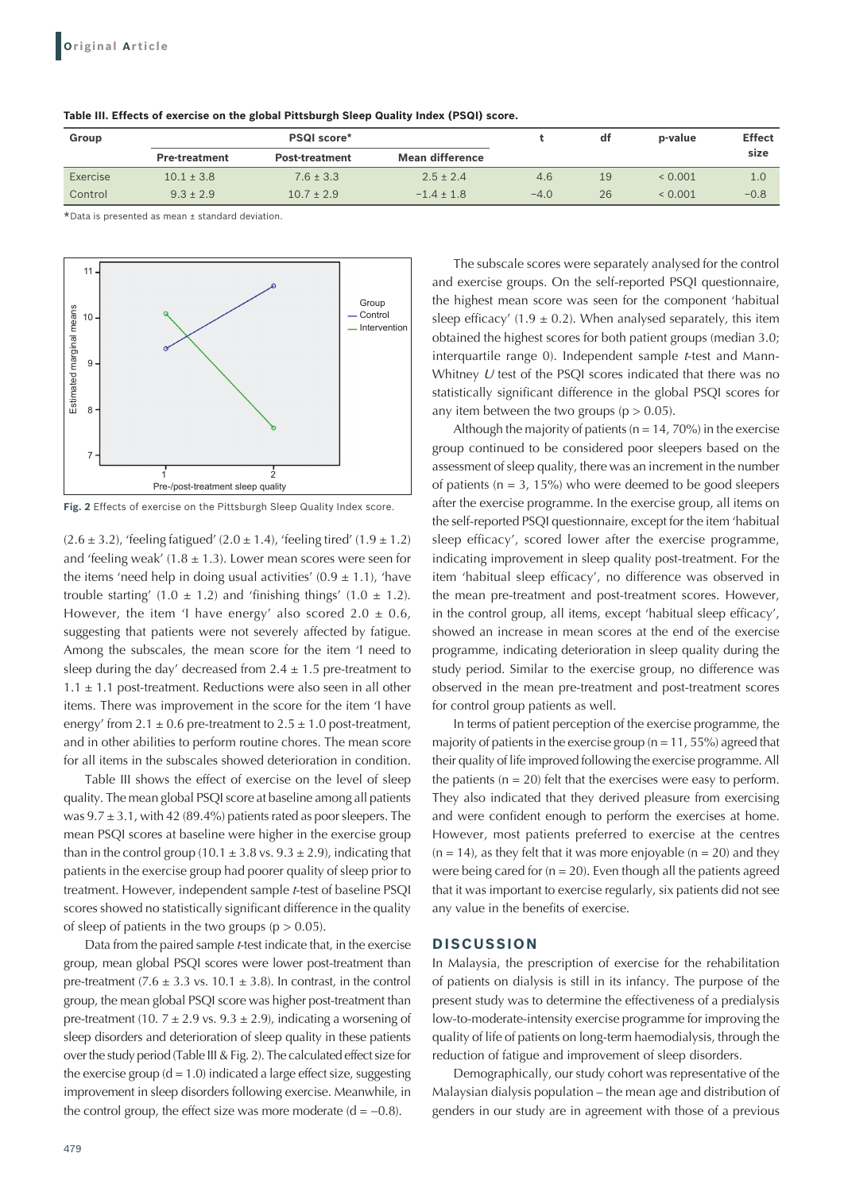**Table III. Effects of exercise on the global Pittsburgh Sleep Quality Index (PSQI) score.**

| Group | PSQI score* | | | t | df | p-value | Effect size |
|---|---|---|---|---|---|---|---|
| | Pre-treatment | Post-treatment | Mean difference | | | | |
| Exercise | 10.1 ± 3.8 | 7.6 ± 3.3 | 2.5 ± 2.4 | 4.6 | 19 | < 0.001 | 1.0 |
| Control | 9.3 ± 2.9 | 10.7 ± 2.9 | −1.4 ± 1.8 | −4.0 | 26 | < 0.001 | −0.8 |

*Data is presented as mean ± standard deviation.

**Fig. 2** Effects of exercise on the Pittsburgh Sleep Quality Index score.

(2.6 ± 3.2), 'feeling fatigued' (2.0 ± 1.4), 'feeling tired' (1.9 ± 1.2) and 'feeling weak' (1.8 ± 1.3). Lower mean scores were seen for the items 'need help in doing usual activities' (0.9 ± 1.1), 'have trouble starting' (1.0 ± 1.2) and 'finishing things' (1.0 ± 1.2). However, the item 'I have energy' also scored 2.0 ± 0.6, suggesting that patients were not severely affected by fatigue. Among the subscales, the mean score for the item 'I need to sleep during the day' decreased from 2.4 ± 1.5 pre-treatment to 1.1 ± 1.1 post-treatment. Reductions were also seen in all other items. There was improvement in the score for the item 'I have energy' from 2.1 ± 0.6 pre-treatment to 2.5 ± 1.0 post-treatment, and in other abilities to perform routine chores. The mean score for all items in the subscales showed deterioration in condition.

Table III shows the effect of exercise on the level of sleep quality. The mean global PSQI score at baseline among all patients was 9.7 ± 3.1, with 42 (89.4%) patients rated as poor sleepers. The mean PSQI scores at baseline were higher in the exercise group than in the control group (10.1 ± 3.8 vs. 9.3 ± 2.9), indicating that patients in the exercise group had poorer quality of sleep prior to treatment. However, independent sample *t*-test of baseline PSQI scores showed no statistically significant difference in the quality of sleep of patients in the two groups ($p > 0.05$).

Data from the paired sample *t*-test indicate that, in the exercise group, mean global PSQI scores were lower post-treatment than pre-treatment (7.6 ± 3.3 vs. 10.1 ± 3.8). In contrast, in the control group, the mean global PSQI score was higher post-treatment than pre-treatment (10. 7 ± 2.9 vs. 9.3 ± 2.9), indicating a worsening of sleep disorders and deterioration of sleep quality in these patients over the study period (Table III & Fig. 2). The calculated effect size for the exercise group ($d = 1.0$) indicated a large effect size, suggesting improvement in sleep disorders following exercise. Meanwhile, in the control group, the effect size was more moderate ($d = -0.8$).

The subscale scores were separately analysed for the control and exercise groups. On the self-reported PSQI questionnaire, the highest mean score was seen for the component 'habitual sleep efficacy' (1.9 ± 0.2). When analysed separately, this item obtained the highest scores for both patient groups (median 3.0; interquartile range 0). Independent sample *t*-test and Mann-Whitney *U* test of the PSQI scores indicated that there was no statistically significant difference in the global PSQI scores for any item between the two groups ($p > 0.05$).

Although the majority of patients (n = 14, 70%) in the exercise group continued to be considered poor sleepers based on the assessment of sleep quality, there was an increment in the number of patients (n = 3, 15%) who were deemed to be good sleepers after the exercise programme. In the exercise group, all items on the self-reported PSQI questionnaire, except for the item 'habitual sleep efficacy', scored lower after the exercise programme, indicating improvement in sleep quality post-treatment. For the item 'habitual sleep efficacy', no difference was observed in the mean pre-treatment and post-treatment scores. However, in the control group, all items, except 'habitual sleep efficacy', showed an increase in mean scores at the end of the exercise programme, indicating deterioration in sleep quality during the study period. Similar to the exercise group, no difference was observed in the mean pre-treatment and post-treatment scores for control group patients as well.

In terms of patient perception of the exercise programme, the majority of patients in the exercise group (n = 11, 55%) agreed that their quality of life improved following the exercise programme. All the patients (n = 20) felt that the exercises were easy to perform. They also indicated that they derived pleasure from exercising and were confident enough to perform the exercises at home. However, most patients preferred to exercise at the centres (n = 14), as they felt that it was more enjoyable (n = 20) and they were being cared for (n = 20). Even though all the patients agreed that it was important to exercise regularly, six patients did not see any value in the benefits of exercise.

## DISCUSSION

In Malaysia, the prescription of exercise for the rehabilitation of patients on dialysis is still in its infancy. The purpose of the present study was to determine the effectiveness of a predialysis low-to-moderate-intensity exercise programme for improving the quality of life of patients on long-term haemodialysis, through the reduction of fatigue and improvement of sleep disorders.

Demographically, our study cohort was representative of the Malaysian dialysis population – the mean age and distribution of genders in our study are in agreement with those of a previous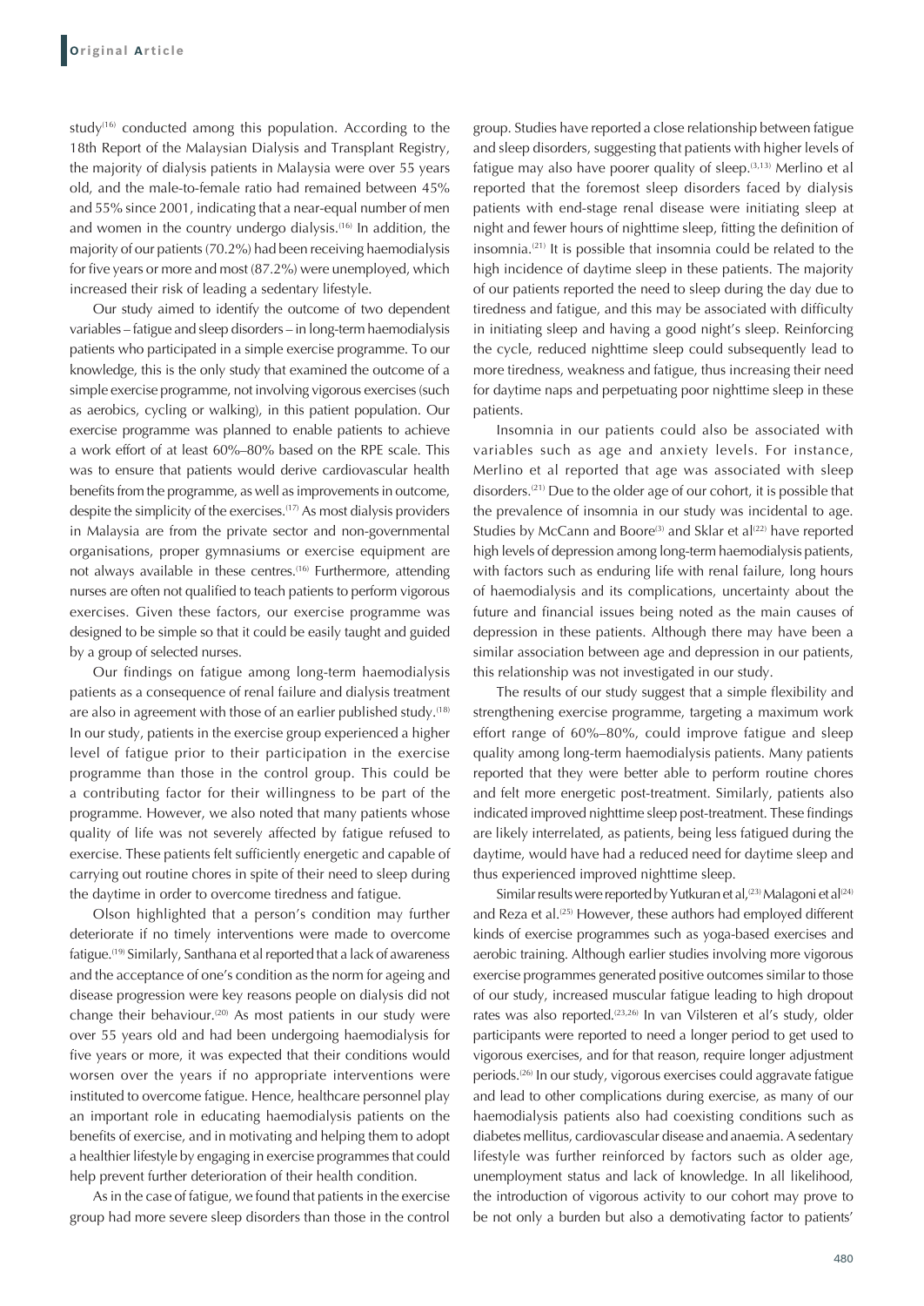study[16] conducted among this population. According to the 18th Report of the Malaysian Dialysis and Transplant Registry, the majority of dialysis patients in Malaysia were over 55 years old, and the male-to-female ratio had remained between 45% and 55% since 2001, indicating that a near-equal number of men and women in the country undergo dialysis.[16] In addition, the majority of our patients (70.2%) had been receiving haemodialysis for five years or more and most (87.2%) were unemployed, which increased their risk of leading a sedentary lifestyle.

Our study aimed to identify the outcome of two dependent variables – fatigue and sleep disorders – in long-term haemodialysis patients who participated in a simple exercise programme. To our knowledge, this is the only study that examined the outcome of a simple exercise programme, not involving vigorous exercises (such as aerobics, cycling or walking), in this patient population. Our exercise programme was planned to enable patients to achieve a work effort of at least 60%–80% based on the RPE scale. This was to ensure that patients would derive cardiovascular health benefits from the programme, as well as improvements in outcome, despite the simplicity of the exercises.[17] As most dialysis providers in Malaysia are from the private sector and non-governmental organisations, proper gymnasiums or exercise equipment are not always available in these centres.[16] Furthermore, attending nurses are often not qualified to teach patients to perform vigorous exercises. Given these factors, our exercise programme was designed to be simple so that it could be easily taught and guided by a group of selected nurses.

Our findings on fatigue among long-term haemodialysis patients as a consequence of renal failure and dialysis treatment are also in agreement with those of an earlier published study.[18] In our study, patients in the exercise group experienced a higher level of fatigue prior to their participation in the exercise programme than those in the control group. This could be a contributing factor for their willingness to be part of the programme. However, we also noted that many patients whose quality of life was not severely affected by fatigue refused to exercise. These patients felt sufficiently energetic and capable of carrying out routine chores in spite of their need to sleep during the daytime in order to overcome tiredness and fatigue.

Olson highlighted that a person's condition may further deteriorate if no timely interventions were made to overcome fatigue.[19] Similarly, Santhana et al reported that a lack of awareness and the acceptance of one's condition as the norm for ageing and disease progression were key reasons people on dialysis did not change their behaviour.[20] As most patients in our study were over 55 years old and had been undergoing haemodialysis for five years or more, it was expected that their conditions would worsen over the years if no appropriate interventions were instituted to overcome fatigue. Hence, healthcare personnel play an important role in educating haemodialysis patients on the benefits of exercise, and in motivating and helping them to adopt a healthier lifestyle by engaging in exercise programmes that could help prevent further deterioration of their health condition.

As in the case of fatigue, we found that patients in the exercise group had more severe sleep disorders than those in the control group. Studies have reported a close relationship between fatigue and sleep disorders, suggesting that patients with higher levels of fatigue may also have poorer quality of sleep.[3,13] Merlino et al reported that the foremost sleep disorders faced by dialysis patients with end-stage renal disease were initiating sleep at night and fewer hours of nighttime sleep, fitting the definition of insomnia.[21] It is possible that insomnia could be related to the high incidence of daytime sleep in these patients. The majority of our patients reported the need to sleep during the day due to tiredness and fatigue, and this may be associated with difficulty in initiating sleep and having a good night's sleep. Reinforcing the cycle, reduced nighttime sleep could subsequently lead to more tiredness, weakness and fatigue, thus increasing their need for daytime naps and perpetuating poor nighttime sleep in these patients.

Insomnia in our patients could also be associated with variables such as age and anxiety levels. For instance, Merlino et al reported that age was associated with sleep disorders.[21] Due to the older age of our cohort, it is possible that the prevalence of insomnia in our study was incidental to age. Studies by McCann and Boore[3] and Sklar et al[22] have reported high levels of depression among long-term haemodialysis patients, with factors such as enduring life with renal failure, long hours of haemodialysis and its complications, uncertainty about the future and financial issues being noted as the main causes of depression in these patients. Although there may have been a similar association between age and depression in our patients, this relationship was not investigated in our study.

The results of our study suggest that a simple flexibility and strengthening exercise programme, targeting a maximum work effort range of 60%–80%, could improve fatigue and sleep quality among long-term haemodialysis patients. Many patients reported that they were better able to perform routine chores and felt more energetic post-treatment. Similarly, patients also indicated improved nighttime sleep post-treatment. These findings are likely interrelated, as patients, being less fatigued during the daytime, would have had a reduced need for daytime sleep and thus experienced improved nighttime sleep.

Similar results were reported by Yutkuran et al,[23] Malagoni et al[24] and Reza et al.[25] However, these authors had employed different kinds of exercise programmes such as yoga-based exercises and aerobic training. Although earlier studies involving more vigorous exercise programmes generated positive outcomes similar to those of our study, increased muscular fatigue leading to high dropout rates was also reported.[23,26] In van Vilsteren et al's study, older participants were reported to need a longer period to get used to vigorous exercises, and for that reason, require longer adjustment periods.[26] In our study, vigorous exercises could aggravate fatigue and lead to other complications during exercise, as many of our haemodialysis patients also had coexisting conditions such as diabetes mellitus, cardiovascular disease and anaemia. A sedentary lifestyle was further reinforced by factors such as older age, unemployment status and lack of knowledge. In all likelihood, the introduction of vigorous activity to our cohort may prove to be not only a burden but also a demotivating factor to patients'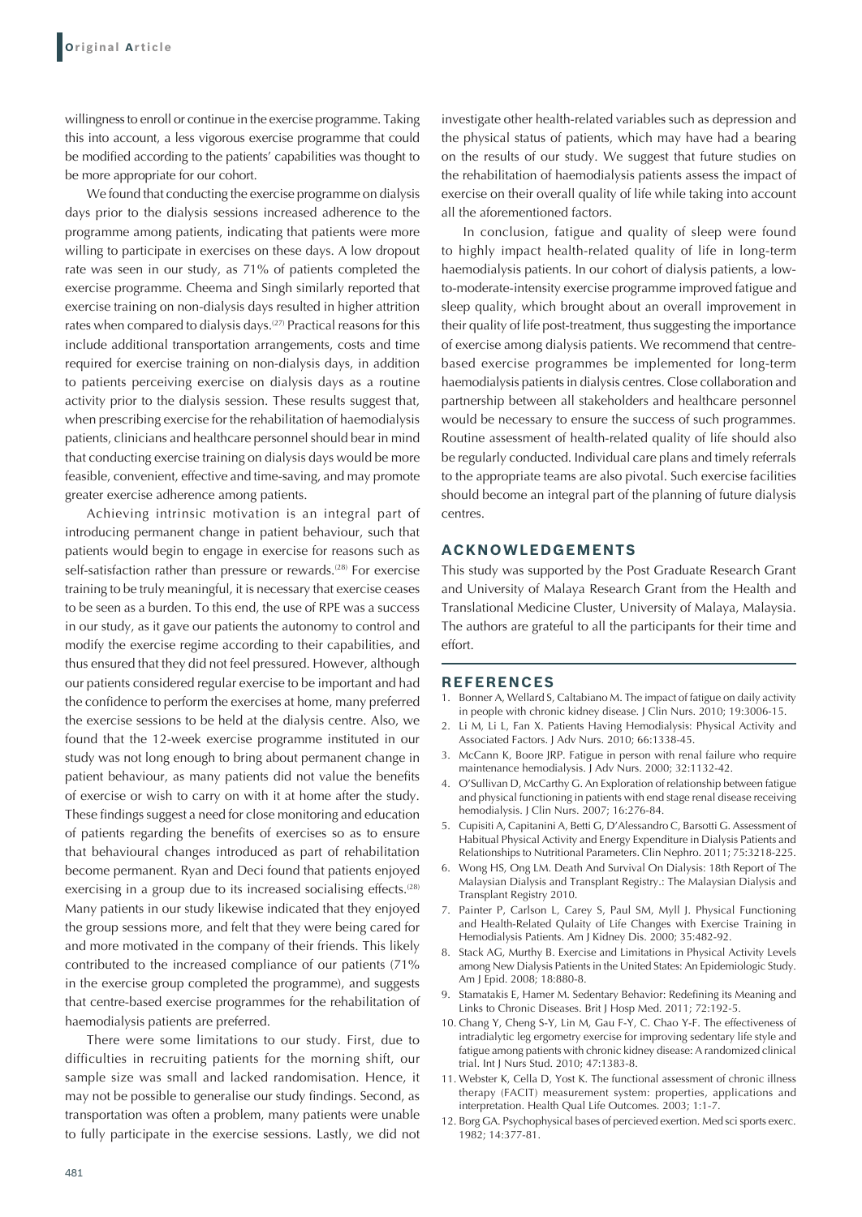willingness to enroll or continue in the exercise programme. Taking this into account, a less vigorous exercise programme that could be modified according to the patients' capabilities was thought to be more appropriate for our cohort.

We found that conducting the exercise programme on dialysis days prior to the dialysis sessions increased adherence to the programme among patients, indicating that patients were more willing to participate in exercises on these days. A low dropout rate was seen in our study, as 71% of patients completed the exercise programme. Cheema and Singh similarly reported that exercise training on non-dialysis days resulted in higher attrition rates when compared to dialysis days.[27] Practical reasons for this include additional transportation arrangements, costs and time required for exercise training on non-dialysis days, in addition to patients perceiving exercise on dialysis days as a routine activity prior to the dialysis session. These results suggest that, when prescribing exercise for the rehabilitation of haemodialysis patients, clinicians and healthcare personnel should bear in mind that conducting exercise training on dialysis days would be more feasible, convenient, effective and time-saving, and may promote greater exercise adherence among patients.

Achieving intrinsic motivation is an integral part of introducing permanent change in patient behaviour, such that patients would begin to engage in exercise for reasons such as self-satisfaction rather than pressure or rewards.[28] For exercise training to be truly meaningful, it is necessary that exercise ceases to be seen as a burden. To this end, the use of RPE was a success in our study, as it gave our patients the autonomy to control and modify the exercise regime according to their capabilities, and thus ensured that they did not feel pressured. However, although our patients considered regular exercise to be important and had the confidence to perform the exercises at home, many preferred the exercise sessions to be held at the dialysis centre. Also, we found that the 12-week exercise programme instituted in our study was not long enough to bring about permanent change in patient behaviour, as many patients did not value the benefits of exercise or wish to carry on with it at home after the study. These findings suggest a need for close monitoring and education of patients regarding the benefits of exercises so as to ensure that behavioural changes introduced as part of rehabilitation become permanent. Ryan and Deci found that patients enjoyed exercising in a group due to its increased socialising effects.[28] Many patients in our study likewise indicated that they enjoyed the group sessions more, and felt that they were being cared for and more motivated in the company of their friends. This likely contributed to the increased compliance of our patients (71% in the exercise group completed the programme), and suggests that centre-based exercise programmes for the rehabilitation of haemodialysis patients are preferred.

There were some limitations to our study. First, due to difficulties in recruiting patients for the morning shift, our sample size was small and lacked randomisation. Hence, it may not be possible to generalise our study findings. Second, as transportation was often a problem, many patients were unable to fully participate in the exercise sessions. Lastly, we did not investigate other health-related variables such as depression and the physical status of patients, which may have had a bearing on the results of our study. We suggest that future studies on the rehabilitation of haemodialysis patients assess the impact of exercise on their overall quality of life while taking into account all the aforementioned factors.

In conclusion, fatigue and quality of sleep were found to highly impact health-related quality of life in long-term haemodialysis patients. In our cohort of dialysis patients, a low-to-moderate-intensity exercise programme improved fatigue and sleep quality, which brought about an overall improvement in their quality of life post-treatment, thus suggesting the importance of exercise among dialysis patients. We recommend that centre-based exercise programmes be implemented for long-term haemodialysis patients in dialysis centres. Close collaboration and partnership between all stakeholders and healthcare personnel would be necessary to ensure the success of such programmes. Routine assessment of health-related quality of life should also be regularly conducted. Individual care plans and timely referrals to the appropriate teams are also pivotal. Such exercise facilities should become an integral part of the planning of future dialysis centres.

## ACKNOWLEDGEMENTS

This study was supported by the Post Graduate Research Grant and University of Malaya Research Grant from the Health and Translational Medicine Cluster, University of Malaya, Malaysia. The authors are grateful to all the participants for their time and effort.

## REFERENCES

1. Bonner A, Wellard S, Caltabiano M. The impact of fatigue on daily activity in people with chronic kidney disease. J Clin Nurs. 2010; 19:3006-15.
2. Li M, Li L, Fan X. Patients Having Hemodialysis: Physical Activity and Associated Factors. J Adv Nurs. 2010; 66:1338-45.
3. McCann K, Boore JRP. Fatigue in person with renal failure who require maintenance hemodialysis. J Adv Nurs. 2000; 32:1132-42.
4. O'Sullivan D, McCarthy G. An Exploration of relationship between fatigue and physical functioning in patients with end stage renal disease receiving hemodialysis. J Clin Nurs. 2007; 16:276-84.
5. Cupisiti A, Capitanini A, Betti G, D'Alessandro C, Barsotti G. Assessment of Habitual Physical Activity and Energy Expenditure in Dialysis Patients and Relationships to Nutritional Parameters. Clin Nephro. 2011; 75:3218-225.
6. Wong HS, Ong LM. Death And Survival On Dialysis: 18th Report of The Malaysian Dialysis and Transplant Registry.: The Malaysian Dialysis and Transplant Registry 2010.
7. Painter P, Carlson L, Carey S, Paul SM, Myll J. Physical Functioning and Health-Related Qulaity of Life Changes with Exercise Training in Hemodialysis Patients. Am J Kidney Dis. 2000; 35:482-92.
8. Stack AG, Murthy B. Exercise and Limitations in Physical Activity Levels among New Dialysis Patients in the United States: An Epidemiologic Study. Am J Epid. 2008; 18:880-8.
9. Stamatakis E, Hamer M. Sedentary Behavior: Redefining its Meaning and Links to Chronic Diseases. Brit J Hosp Med. 2011; 72:192-5.
10. Chang Y, Cheng S-Y, Lin M, Gau F-Y, C. Chao Y-F. The effectiveness of intradialytic leg ergometry exercise for improving sedentary life style and fatigue among patients with chronic kidney disease: A randomized clinical trial. Int J Nurs Stud. 2010; 47:1383-8.
11. Webster K, Cella D, Yost K. The functional assessment of chronic illness therapy (FACIT) measurement system: properties, applications and interpretation. Health Qual Life Outcomes. 2003; 1:1-7.
12. Borg GA. Psychophysical bases of percieved exertion. Med sci sports exerc. 1982; 14:377-81.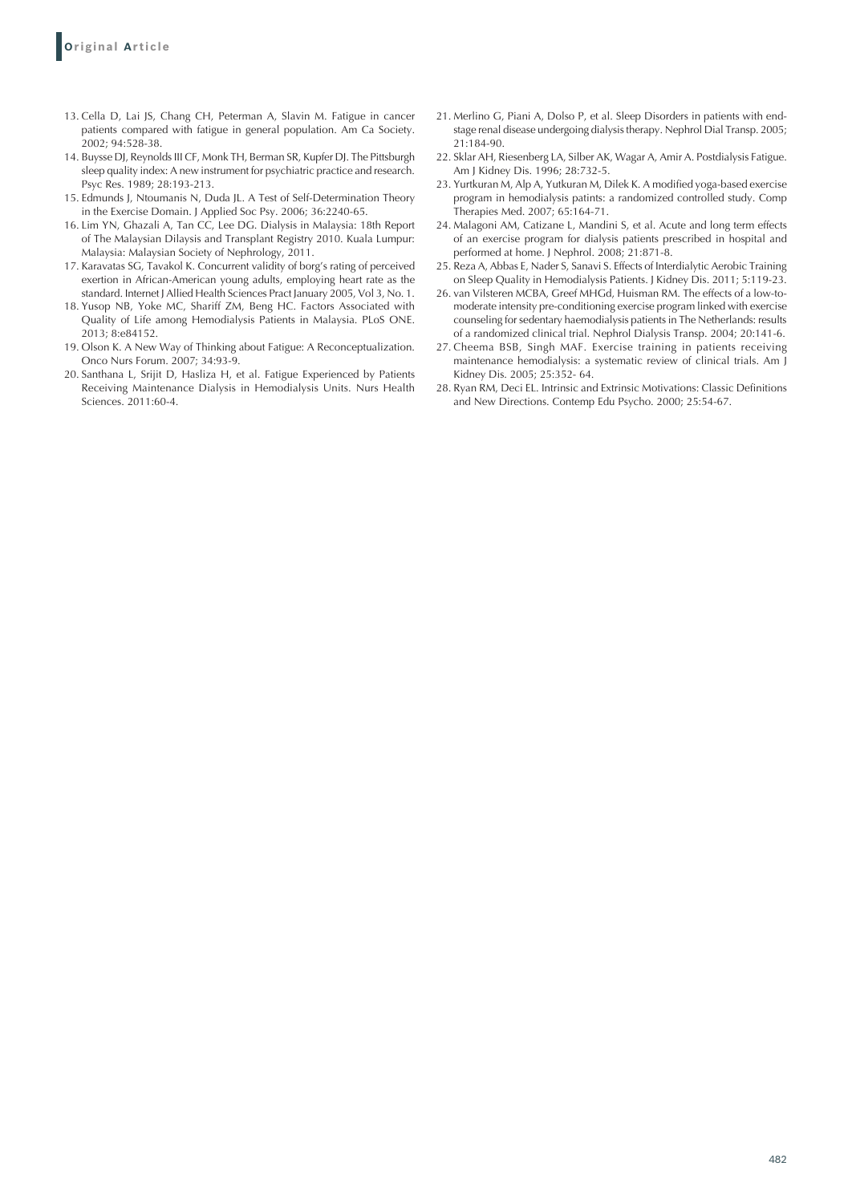13. Cella D, Lai JS, Chang CH, Peterman A, Slavin M. Fatigue in cancer patients compared with fatigue in general population. Am Ca Society. 2002; 94:528-38.
14. Buysse DJ, Reynolds III CF, Monk TH, Berman SR, Kupfer DJ. The Pittsburgh sleep quality index: A new instrument for psychiatric practice and research. Psyc Res. 1989; 28:193-213.
15. Edmunds J, Ntoumanis N, Duda JL. A Test of Self-Determination Theory in the Exercise Domain. J Applied Soc Psy. 2006; 36:2240-65.
16. Lim YN, Ghazali A, Tan CC, Lee DG. Dialysis in Malaysia: 18th Report of The Malaysian Dilaysis and Transplant Registry 2010. Kuala Lumpur: Malaysia: Malaysian Society of Nephrology, 2011.
17. Karavatas SG, Tavakol K. Concurrent validity of borg's rating of perceived exertion in African-American young adults, employing heart rate as the standard. Internet J Allied Health Sciences Pract January 2005, Vol 3, No. 1.
18. Yusop NB, Yoke MC, Shariff ZM, Beng HC. Factors Associated with Quality of Life among Hemodialysis Patients in Malaysia. PLoS ONE. 2013; 8:e84152.
19. Olson K. A New Way of Thinking about Fatigue: A Reconceptualization. Onco Nurs Forum. 2007; 34:93-9.
20. Santhana L, Srijit D, Hasliza H, et al. Fatigue Experienced by Patients Receiving Maintenance Dialysis in Hemodialysis Units. Nurs Health Sciences. 2011:60-4.
21. Merlino G, Piani A, Dolso P, et al. Sleep Disorders in patients with end-stage renal disease undergoing dialysis therapy. Nephrol Dial Transp. 2005; 21:184-90.
22. Sklar AH, Riesenberg LA, Silber AK, Wagar A, Amir A. Postdialysis Fatigue. Am J Kidney Dis. 1996; 28:732-5.
23. Yurtkuran M, Alp A, Yutkuran M, Dilek K. A modified yoga-based exercise program in hemodialysis patints: a randomized controlled study. Comp Therapies Med. 2007; 65:164-71.
24. Malagoni AM, Catizane L, Mandini S, et al. Acute and long term effects of an exercise program for dialysis patients prescribed in hospital and performed at home. J Nephrol. 2008; 21:871-8.
25. Reza A, Abbas E, Nader S, Sanavi S. Effects of Interdialytic Aerobic Training on Sleep Quality in Hemodialysis Patients. J Kidney Dis. 2011; 5:119-23.
26. van Vilsteren MCBA, Greef MHGd, Huisman RM. The effects of a low-to-moderate intensity pre-conditioning exercise program linked with exercise counseling for sedentary haemodialysis patients in The Netherlands: results of a randomized clinical trial. Nephrol Dialysis Transp. 2004; 20:141-6.
27. Cheema BSB, Singh MAF. Exercise training in patients receiving maintenance hemodialysis: a systematic review of clinical trials. Am J Kidney Dis. 2005; 25:352- 64.
28. Ryan RM, Deci EL. Intrinsic and Extrinsic Motivations: Classic Definitions and New Directions. Contemp Edu Psycho. 2000; 25:54-67.